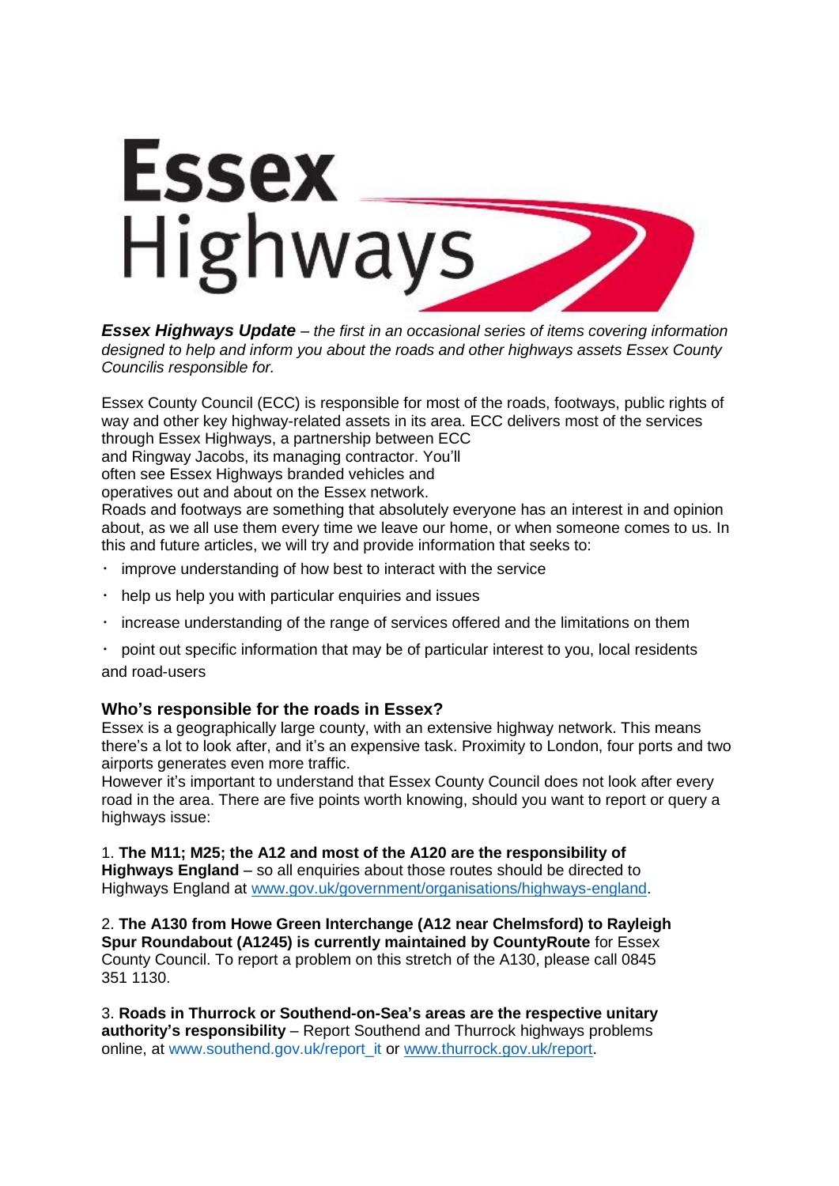# Essex Highways

***Essex Highways Update*** *– the first in an occasional series of items covering information designed to help and inform you about the roads and other highways assets Essex County Councilis responsible for.*

Essex County Council (ECC) is responsible for most of the roads, footways, public rights of way and other key highway-related assets in its area. ECC delivers most of the services through Essex Highways, a partnership between ECC and Ringway Jacobs, its managing contractor. You'll often see Essex Highways branded vehicles and operatives out and about on the Essex network.

Roads and footways are something that absolutely everyone has an interest in and opinion about, as we all use them every time we leave our home, or when someone comes to us. In this and future articles, we will try and provide information that seeks to:

- improve understanding of how best to interact with the service
- help us help you with particular enquiries and issues
- increase understanding of the range of services offered and the limitations on them
- point out specific information that may be of particular interest to you, local residents and road-users

## Who's responsible for the roads in Essex?

Essex is a geographically large county, with an extensive highway network. This means there's a lot to look after, and it's an expensive task. Proximity to London, four ports and two airports generates even more traffic.

However it's important to understand that Essex County Council does not look after every road in the area. There are five points worth knowing, should you want to report or query a highways issue:

1. **The M11; M25; the A12 and most of the A120 are the responsibility of Highways England** – so all enquiries about those routes should be directed to Highways England at www.gov.uk/government/organisations/highways-england.

2. **The A130 from Howe Green Interchange (A12 near Chelmsford) to Rayleigh Spur Roundabout (A1245) is currently maintained by CountyRoute** for Essex County Council. To report a problem on this stretch of the A130, please call 0845 351 1130.

3. **Roads in Thurrock or Southend-on-Sea's areas are the respective unitary authority's responsibility** – Report Southend and Thurrock highways problems online, at www.southend.gov.uk/report_it or www.thurrock.gov.uk/report.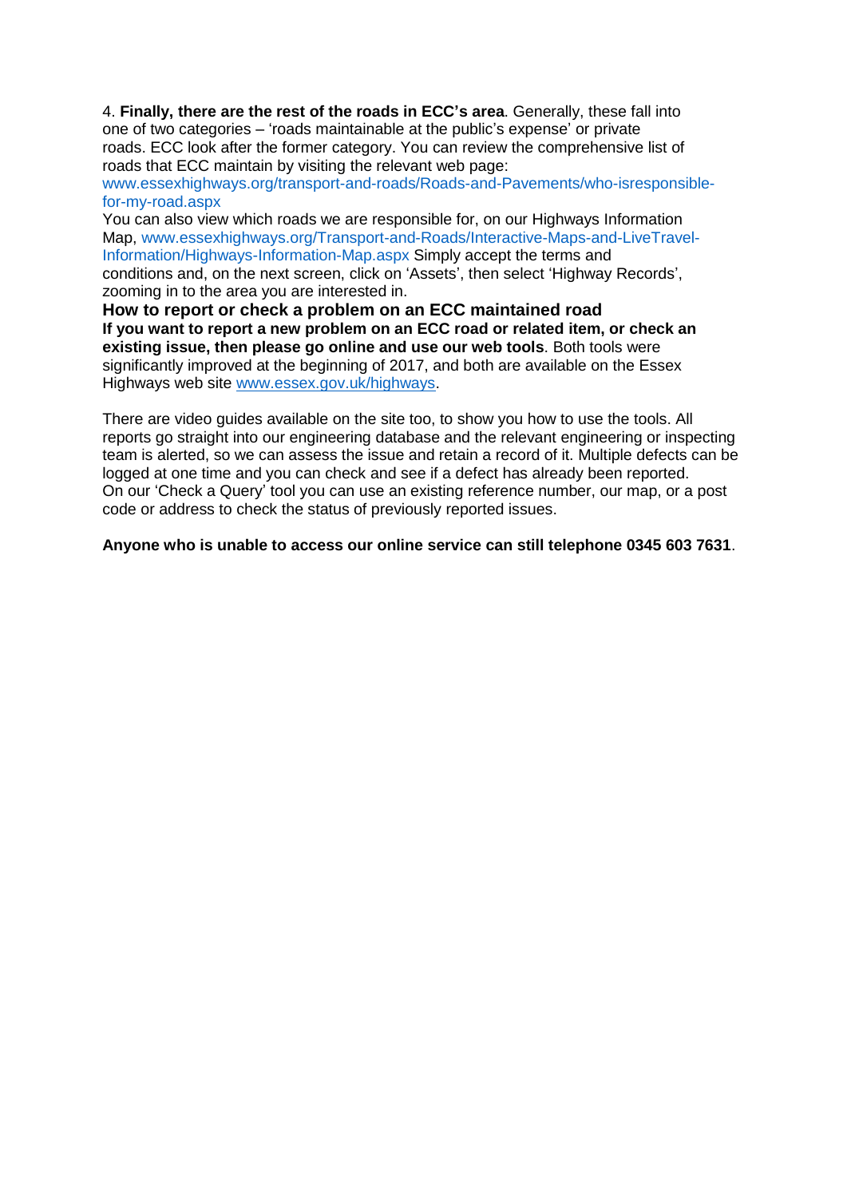4. **Finally, there are the rest of the roads in ECC's area**. Generally, these fall into one of two categories – 'roads maintainable at the public's expense' or private roads. ECC look after the former category. You can review the comprehensive list of roads that ECC maintain by visiting the relevant web page: www.essexhighways.org/transport-and-roads/Roads-and-Pavements/who-isresponsible-for-my-road.aspx

You can also view which roads we are responsible for, on our Highways Information Map, www.essexhighways.org/Transport-and-Roads/Interactive-Maps-and-LiveTravel-Information/Highways-Information-Map.aspx Simply accept the terms and conditions and, on the next screen, click on 'Assets', then select 'Highway Records', zooming in to the area you are interested in.

## How to report or check a problem on an ECC maintained road

**If you want to report a new problem on an ECC road or related item, or check an existing issue, then please go online and use our web tools**. Both tools were significantly improved at the beginning of 2017, and both are available on the Essex Highways web site www.essex.gov.uk/highways.

There are video guides available on the site too, to show you how to use the tools. All reports go straight into our engineering database and the relevant engineering or inspecting team is alerted, so we can assess the issue and retain a record of it. Multiple defects can be logged at one time and you can check and see if a defect has already been reported. On our 'Check a Query' tool you can use an existing reference number, our map, or a post code or address to check the status of previously reported issues.

**Anyone who is unable to access our online service can still telephone 0345 603 7631**.